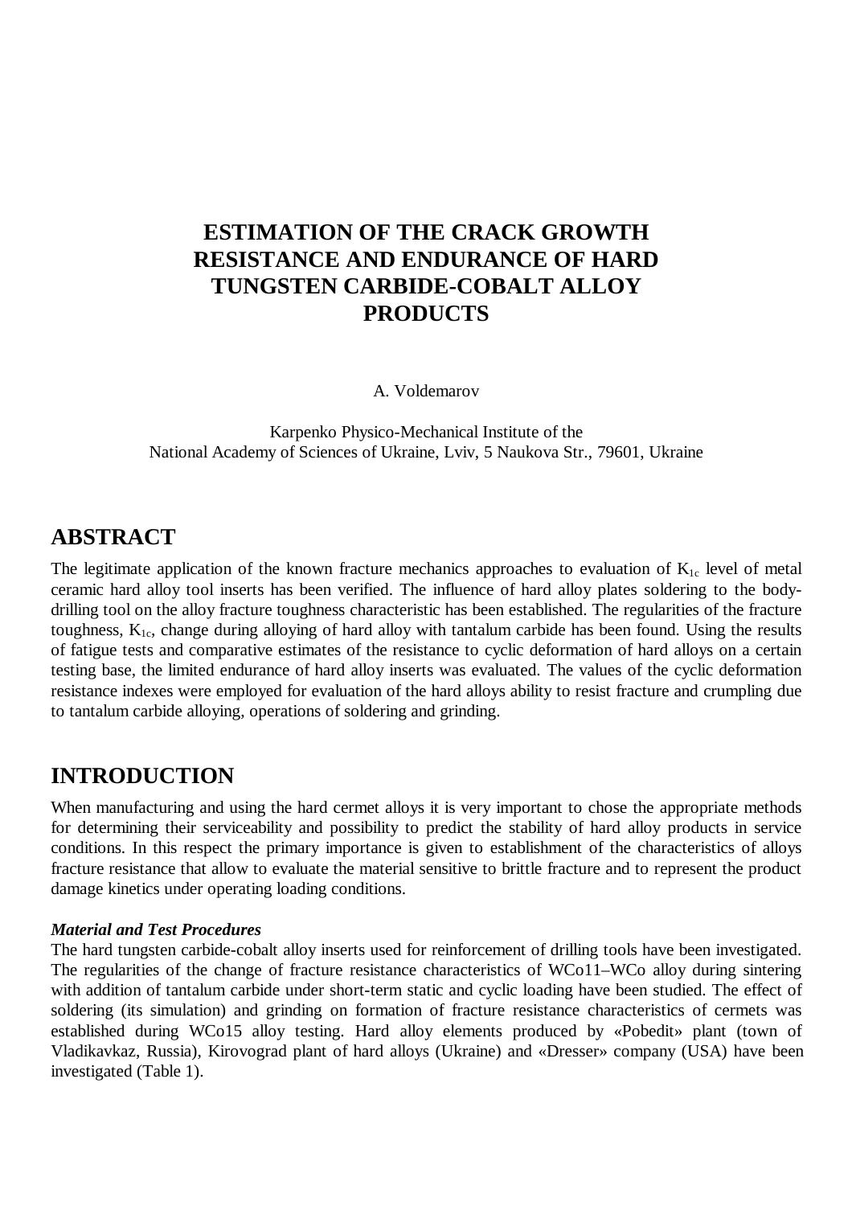# ESTIMATION OF THE CRACK GROWTH RESISTANCE AND ENDURANCE OF HARD TUNGSTEN CARBIDE-COBALT ALLOY PRODUCTS

A. Voldemarov

Karpenko Physico-Mechanical Institute of the
National Academy of Sciences of Ukraine, Lviv, 5 Naukova Str., 79601, Ukraine

## ABSTRACT

The legitimate application of the known fracture mechanics approaches to evaluation of $K_{1c}$ level of metal ceramic hard alloy tool inserts has been verified. The influence of hard alloy plates soldering to the body-drilling tool on the alloy fracture toughness characteristic has been established. The regularities of the fracture toughness, $K_{1c}$, change during alloying of hard alloy with tantalum carbide has been found. Using the results of fatigue tests and comparative estimates of the resistance to cyclic deformation of hard alloys on a certain testing base, the limited endurance of hard alloy inserts was evaluated. The values of the cyclic deformation resistance indexes were employed for evaluation of the hard alloys ability to resist fracture and crumpling due to tantalum carbide alloying, operations of soldering and grinding.

## INTRODUCTION

When manufacturing and using the hard cermet alloys it is very important to chose the appropriate methods for determining their serviceability and possibility to predict the stability of hard alloy products in service conditions. In this respect the primary importance is given to establishment of the characteristics of alloys fracture resistance that allow to evaluate the material sensitive to brittle fracture and to represent the product damage kinetics under operating loading conditions.

***Material and Test Procedures***

The hard tungsten carbide-cobalt alloy inserts used for reinforcement of drilling tools have been investigated. The regularities of the change of fracture resistance characteristics of WCo11–WCo alloy during sintering with addition of tantalum carbide under short-term static and cyclic loading have been studied. The effect of soldering (its simulation) and grinding on formation of fracture resistance characteristics of cermets was established during WCo15 alloy testing. Hard alloy elements produced by «Pobedit» plant (town of Vladikavkaz, Russia), Kirovograd plant of hard alloys (Ukraine) and «Dresser» company (USA) have been investigated (Table 1).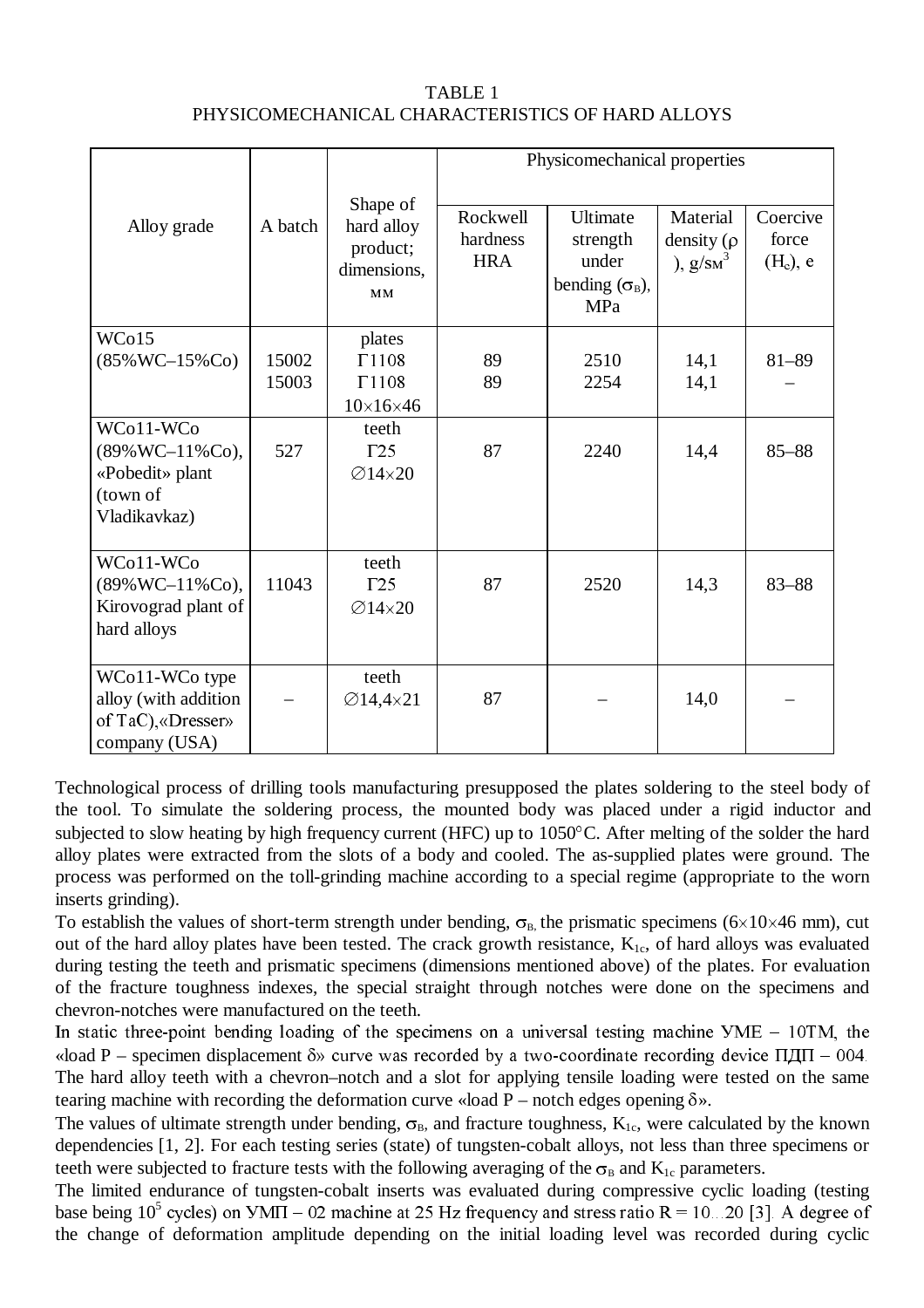TABLE 1
PHYSICOMECHANICAL CHARACTERISTICS OF HARD ALLOYS

| Alloy grade | A batch | Shape of hard alloy product; dimensions, мм | Physicomechanical properties | | | |
|---|---|---|---|---|---|---|
| | | | Rockwell hardness HRA | Ultimate strength under bending ($\sigma_B$), MPa | Material density ($\rho$), g/sм$^3$ | Coercive force ($H_c$), e |
| WCo15 (85%WC–15%Co) | 15002<br>15003 | plates<br>Г1108<br>Г1108<br>10×16×46 | 89<br>89 | 2510<br>2254 | 14,1<br>14,1 | 81–89<br>– |
| WCo11-WCo (89%WC–11%Co), «Pobedit» plant (town of Vladikavkaz) | 527 | teeth<br>Г25<br>∅14×20 | 87 | 2240 | 14,4 | 85–88 |
| WCo11-WCo (89%WC–11%Co), Kirovograd plant of hard alloys | 11043 | teeth<br>Г25<br>∅14×20 | 87 | 2520 | 14,3 | 83–88 |
| WCo11-WCo type alloy (with addition of TaC),«Dresser» company (USA) | – | teeth<br>∅14,4×21 | 87 | – | 14,0 | – |

Technological process of drilling tools manufacturing presupposed the plates soldering to the steel body of the tool. To simulate the soldering process, the mounted body was placed under a rigid inductor and subjected to slow heating by high frequency current (HFC) up to 1050°C. After melting of the solder the hard alloy plates were extracted from the slots of a body and cooled. The as-supplied plates were ground. The process was performed on the toll-grinding machine according to a special regime (appropriate to the worn inserts grinding).

To establish the values of short-term strength under bending, $\sigma_B$, the prismatic specimens (6×10×46 mm), cut out of the hard alloy plates have been tested. The crack growth resistance, $K_{1c}$, of hard alloys was evaluated during testing the teeth and prismatic specimens (dimensions mentioned above) of the plates. For evaluation of the fracture toughness indexes, the special straight through notches were done on the specimens and chevron-notches were manufactured on the teeth.

In static three-point bending loading of the specimens on a universal testing machine УМЕ – 10ТМ, the «load P – specimen displacement $\delta$» curve was recorded by a two-coordinate recording device ПДП – 004. The hard alloy teeth with a chevron–notch and a slot for applying tensile loading were tested on the same tearing machine with recording the deformation curve «load P – notch edges opening $\delta$».

The values of ultimate strength under bending, $\sigma_B$, and fracture toughness, $K_{1c}$, were calculated by the known dependencies [1, 2]. For each testing series (state) of tungsten-cobalt alloys, not less than three specimens or teeth were subjected to fracture tests with the following averaging of the $\sigma_B$ and $K_{1c}$ parameters.

The limited endurance of tungsten-cobalt inserts was evaluated during compressive cyclic loading (testing base being $10^5$ cycles) on УМП – 02 machine at 25 Hz frequency and stress ratio R = 10…20 [3]. A degree of the change of deformation amplitude depending on the initial loading level was recorded during cyclic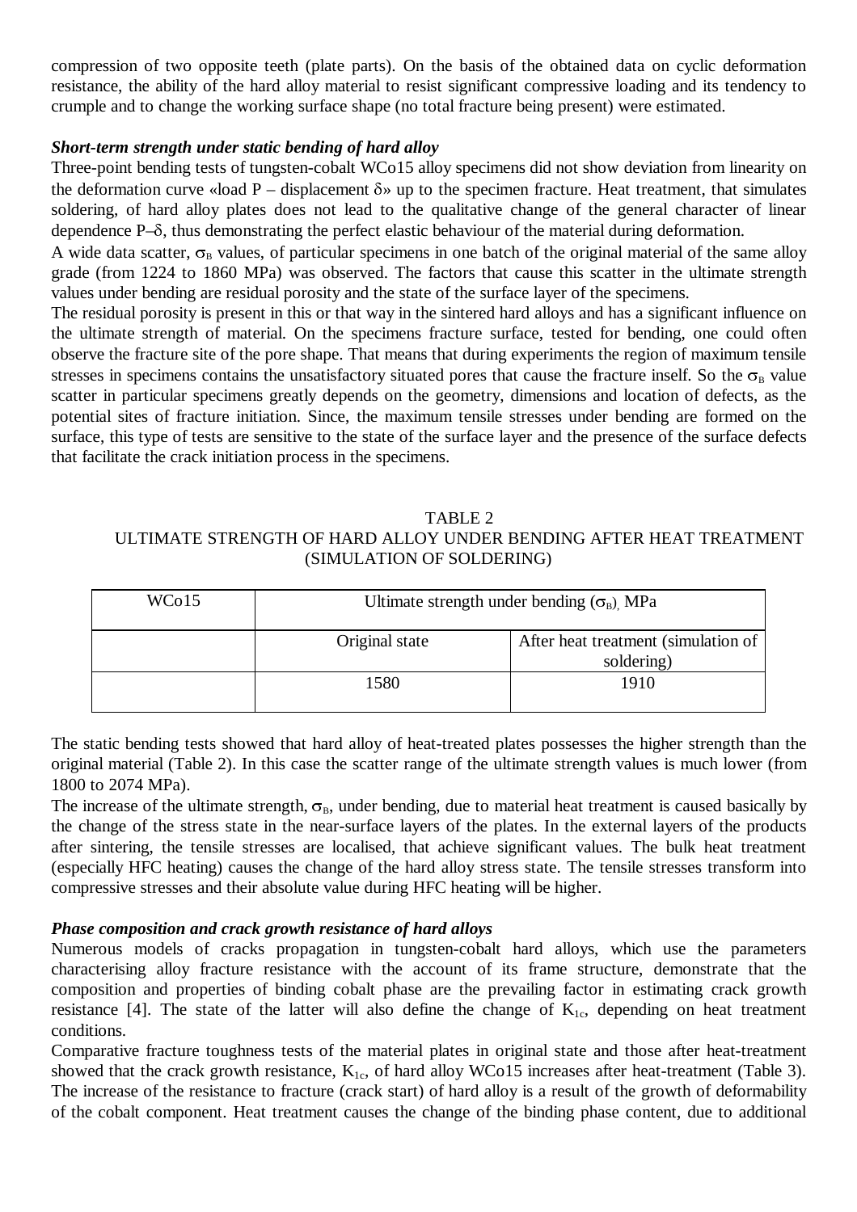compression of two opposite teeth (plate parts). On the basis of the obtained data on cyclic deformation resistance, the ability of the hard alloy material to resist significant compressive loading and its tendency to crumple and to change the working surface shape (no total fracture being present) were estimated.

***Short-term strength under static bending of hard alloy***

Three-point bending tests of tungsten-cobalt WCo15 alloy specimens did not show deviation from linearity on the deformation curve «load P – displacement $\delta$» up to the specimen fracture. Heat treatment, that simulates soldering, of hard alloy plates does not lead to the qualitative change of the general character of linear dependence P–$\delta$, thus demonstrating the perfect elastic behaviour of the material during deformation.

A wide data scatter, $\sigma_B$ values, of particular specimens in one batch of the original material of the same alloy grade (from 1224 to 1860 MPa) was observed. The factors that cause this scatter in the ultimate strength values under bending are residual porosity and the state of the surface layer of the specimens.

The residual porosity is present in this or that way in the sintered hard alloys and has a significant influence on the ultimate strength of material. On the specimens fracture surface, tested for bending, one could often observe the fracture site of the pore shape. That means that during experiments the region of maximum tensile stresses in specimens contains the unsatisfactory situated pores that cause the fracture inself. So the $\sigma_B$ value scatter in particular specimens greatly depends on the geometry, dimensions and location of defects, as the potential sites of fracture initiation. Since, the maximum tensile stresses under bending are formed on the surface, this type of tests are sensitive to the state of the surface layer and the presence of the surface defects that facilitate the crack initiation process in the specimens.

TABLE 2
ULTIMATE STRENGTH OF HARD ALLOY UNDER BENDING AFTER HEAT TREATMENT (SIMULATION OF SOLDERING)

| WCo15 | Ultimate strength under bending ($\sigma_B$), MPa | |
|---|---|---|
| | Original state | After heat treatment (simulation of soldering) |
| | 1580 | 1910 |

The static bending tests showed that hard alloy of heat-treated plates possesses the higher strength than the original material (Table 2). In this case the scatter range of the ultimate strength values is much lower (from 1800 to 2074 MPa).

The increase of the ultimate strength, $\sigma_B$, under bending, due to material heat treatment is caused basically by the change of the stress state in the near-surface layers of the plates. In the external layers of the products after sintering, the tensile stresses are localised, that achieve significant values. The bulk heat treatment (especially HFC heating) causes the change of the hard alloy stress state. The tensile stresses transform into compressive stresses and their absolute value during HFC heating will be higher.

***Phase composition and crack growth resistance of hard alloys***

Numerous models of cracks propagation in tungsten-cobalt hard alloys, which use the parameters characterising alloy fracture resistance with the account of its frame structure, demonstrate that the composition and properties of binding cobalt phase are the prevailing factor in estimating crack growth resistance [4]. The state of the latter will also define the change of $K_{1c}$, depending on heat treatment conditions.

Comparative fracture toughness tests of the material plates in original state and those after heat-treatment showed that the crack growth resistance, $K_{1c}$, of hard alloy WCo15 increases after heat-treatment (Table 3). The increase of the resistance to fracture (crack start) of hard alloy is a result of the growth of deformability of the cobalt component. Heat treatment causes the change of the binding phase content, due to additional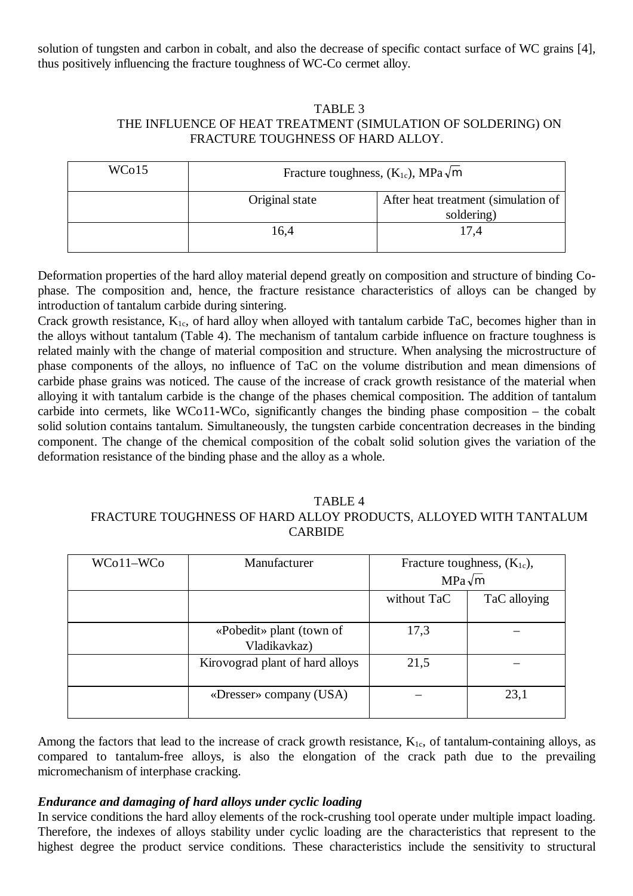solution of tungsten and carbon in cobalt, and also the decrease of specific contact surface of WC grains [4], thus positively influencing the fracture toughness of WC-Co cermet alloy.

TABLE 3
THE INFLUENCE OF HEAT TREATMENT (SIMULATION OF SOLDERING) ON FRACTURE TOUGHNESS OF HARD ALLOY.

| WCo15 | Fracture toughness, ($K_{1c}$), MPa$\sqrt{m}$ | |
|---|---|---|
| | Original state | After heat treatment (simulation of soldering) |
| | 16,4 | 17,4 |

Deformation properties of the hard alloy material depend greatly on composition and structure of binding Co-phase. The composition and, hence, the fracture resistance characteristics of alloys can be changed by introduction of tantalum carbide during sintering.

Crack growth resistance, $K_{1c}$, of hard alloy when alloyed with tantalum carbide TaC, becomes higher than in the alloys without tantalum (Table 4). The mechanism of tantalum carbide influence on fracture toughness is related mainly with the change of material composition and structure. When analysing the microstructure of phase components of the alloys, no influence of TaC on the volume distribution and mean dimensions of carbide phase grains was noticed. The cause of the increase of crack growth resistance of the material when alloying it with tantalum carbide is the change of the phases chemical composition. The addition of tantalum carbide into cermets, like WCo11-WCo, significantly changes the binding phase composition – the cobalt solid solution contains tantalum. Simultaneously, the tungsten carbide concentration decreases in the binding component. The change of the chemical composition of the cobalt solid solution gives the variation of the deformation resistance of the binding phase and the alloy as a whole.

TABLE 4
FRACTURE TOUGHNESS OF HARD ALLOY PRODUCTS, ALLOYED WITH TANTALUM CARBIDE

| WCo11–WCo | Manufacturer | Fracture toughness, ($K_{1c}$), MPa$\sqrt{m}$ | |
|---|---|---|---|
| | | without TaC | TaC alloying |
| | «Pobedit» plant (town of Vladikavkaz) | 17,3 | – |
| | Kirovograd plant of hard alloys | 21,5 | – |
| | «Dresser» company (USA) | – | 23,1 |

Among the factors that lead to the increase of crack growth resistance, $K_{1c}$, of tantalum-containing alloys, as compared to tantalum-free alloys, is also the elongation of the crack path due to the prevailing micromechanism of interphase cracking.

***Endurance and damaging of hard alloys under cyclic loading***

In service conditions the hard alloy elements of the rock-crushing tool operate under multiple impact loading. Therefore, the indexes of alloys stability under cyclic loading are the characteristics that represent to the highest degree the product service conditions. These characteristics include the sensitivity to structural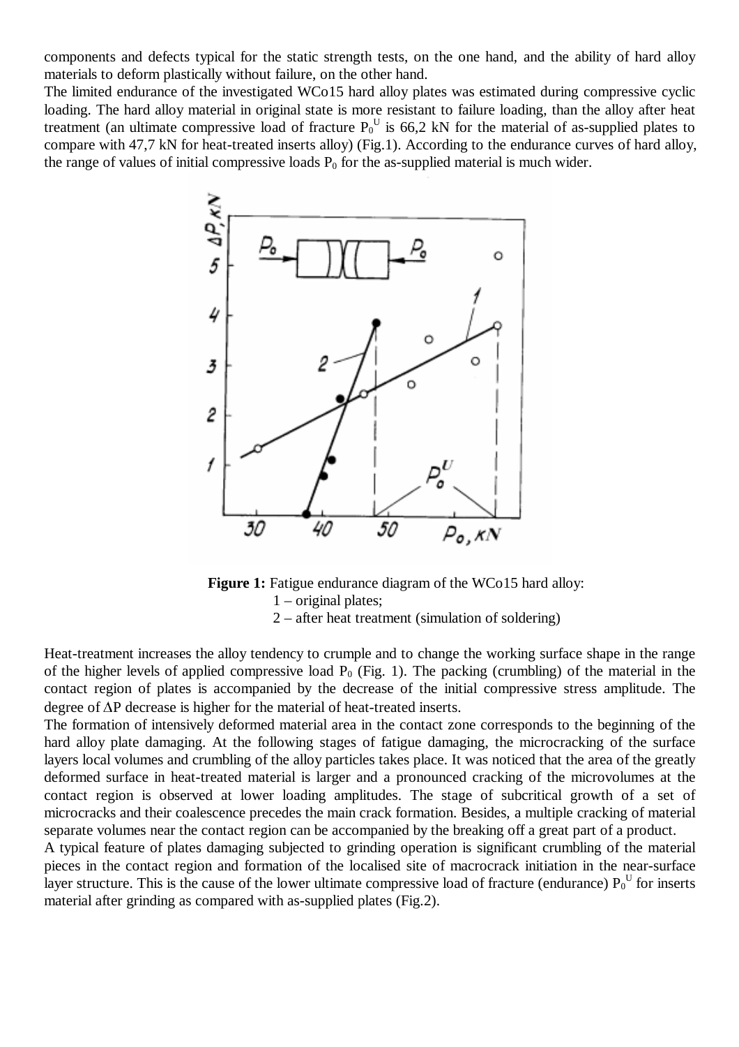components and defects typical for the static strength tests, on the one hand, and the ability of hard alloy materials to deform plastically without failure, on the other hand.

The limited endurance of the investigated WCo15 hard alloy plates was estimated during compressive cyclic loading. The hard alloy material in original state is more resistant to failure loading, than the alloy after heat treatment (an ultimate compressive load of fracture $P_0^U$ is 66,2 kN for the material of as-supplied plates to compare with 47,7 kN for heat-treated inserts alloy) (Fig.1). According to the endurance curves of hard alloy, the range of values of initial compressive loads $P_0$ for the as-supplied material is much wider.

**Figure 1:** Fatigue endurance diagram of the WCo15 hard alloy:
1 – original plates;
2 – after heat treatment (simulation of soldering)

Heat-treatment increases the alloy tendency to crumple and to change the working surface shape in the range of the higher levels of applied compressive load $P_0$ (Fig. 1). The packing (crumbling) of the material in the contact region of plates is accompanied by the decrease of the initial compressive stress amplitude. The degree of $\Delta P$ decrease is higher for the material of heat-treated inserts.

The formation of intensively deformed material area in the contact zone corresponds to the beginning of the hard alloy plate damaging. At the following stages of fatigue damaging, the microcracking of the surface layers local volumes and crumbling of the alloy particles takes place. It was noticed that the area of the greatly deformed surface in heat-treated material is larger and a pronounced cracking of the microvolumes at the contact region is observed at lower loading amplitudes. The stage of subcritical growth of a set of microcracks and their coalescence precedes the main crack formation. Besides, a multiple cracking of material separate volumes near the contact region can be accompanied by the breaking off a great part of a product.

A typical feature of plates damaging subjected to grinding operation is significant crumbling of the material pieces in the contact region and formation of the localised site of macrocrack initiation in the near-surface layer structure. This is the cause of the lower ultimate compressive load of fracture (endurance) $P_0^U$ for inserts material after grinding as compared with as-supplied plates (Fig.2).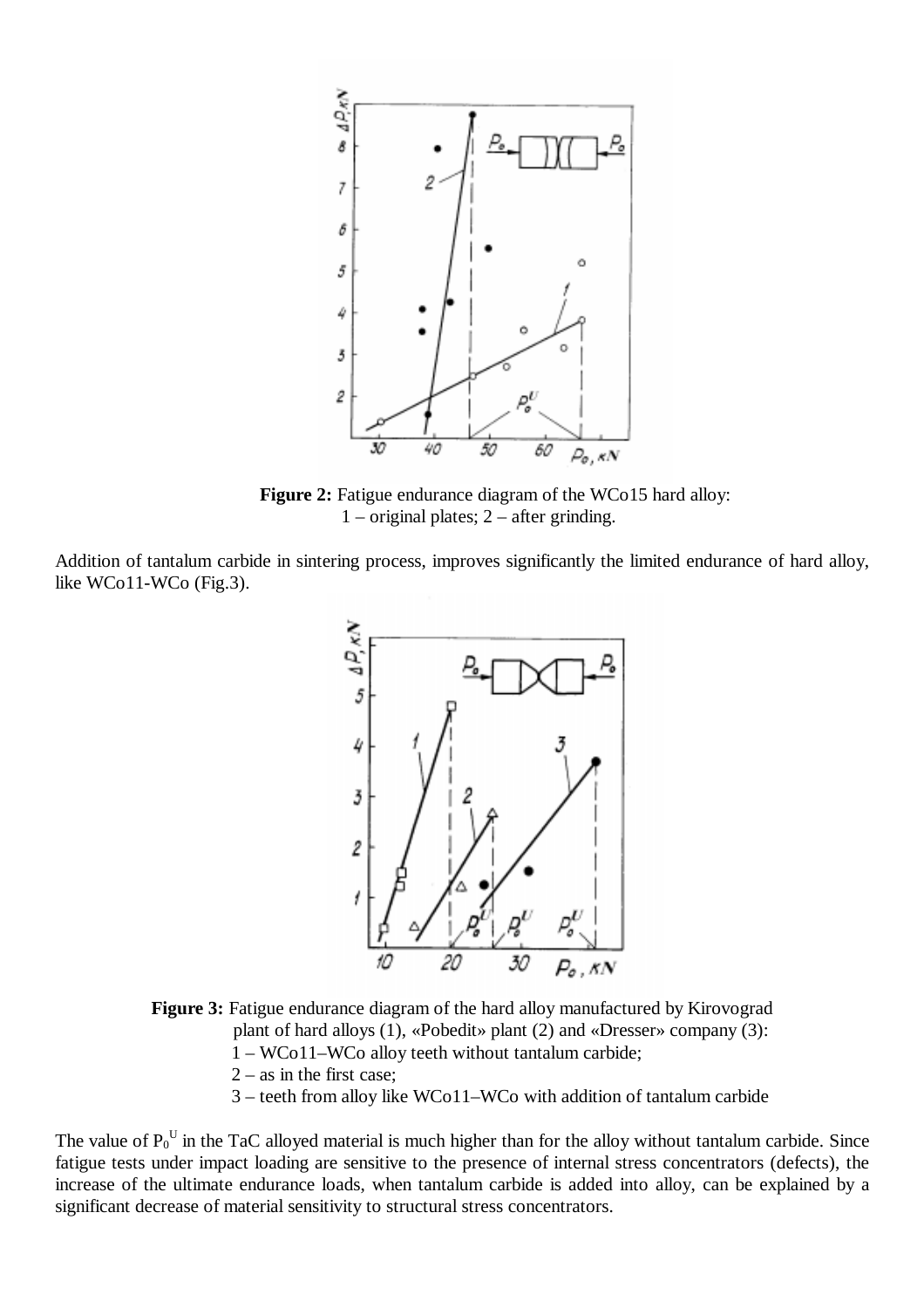**Figure 2:** Fatigue endurance diagram of the WCo15 hard alloy: 1 – original plates; 2 – after grinding.

Addition of tantalum carbide in sintering process, improves significantly the limited endurance of hard alloy, like WCo11-WCo (Fig.3).

**Figure 3:** Fatigue endurance diagram of the hard alloy manufactured by Kirovograd plant of hard alloys (1), «Pobedit» plant (2) and «Dresser» company (3):
1 – WCo11–WCo alloy teeth without tantalum carbide;
2 – as in the first case;
3 – teeth from alloy like WCo11–WCo with addition of tantalum carbide

The value of $P_0^U$ in the TaC alloyed material is much higher than for the alloy without tantalum carbide. Since fatigue tests under impact loading are sensitive to the presence of internal stress concentrators (defects), the increase of the ultimate endurance loads, when tantalum carbide is added into alloy, can be explained by a significant decrease of material sensitivity to structural stress concentrators.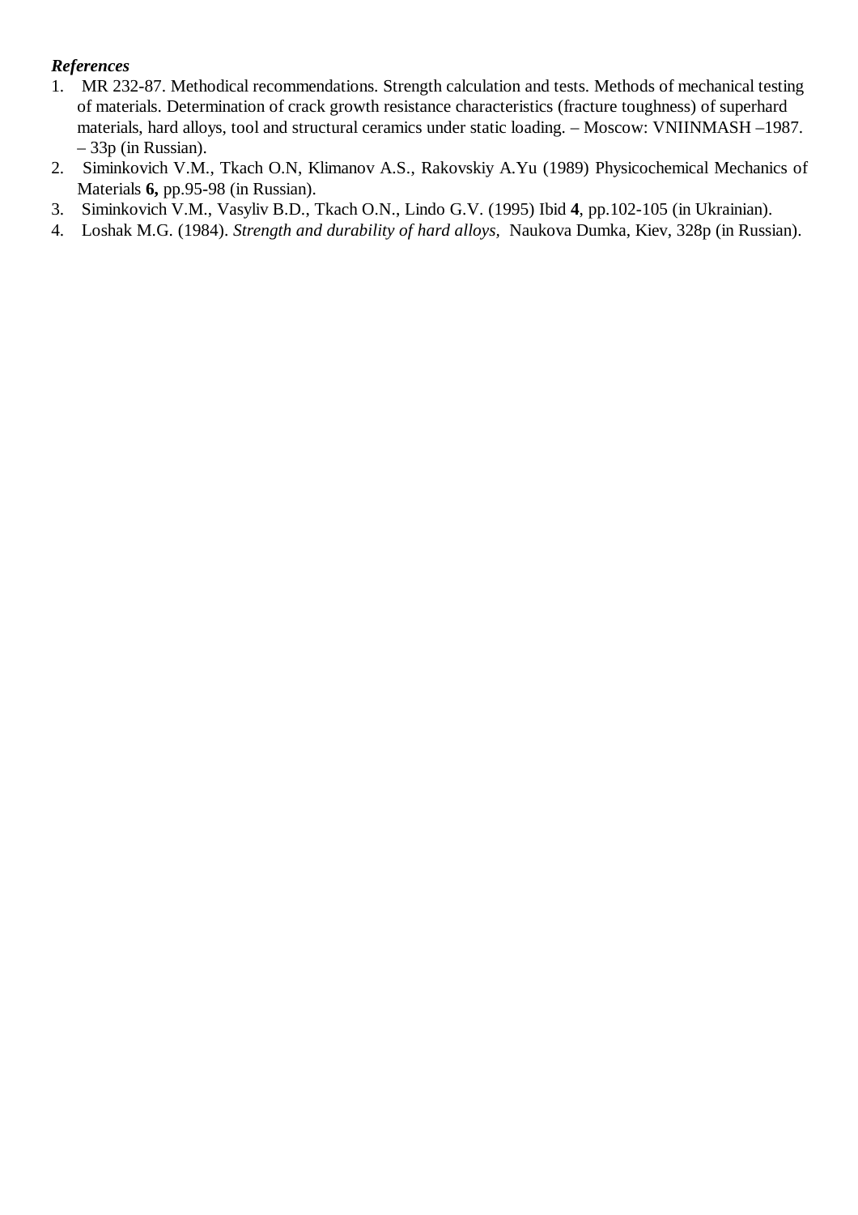***References***

1. MR 232-87. Methodical recommendations. Strength calculation and tests. Methods of mechanical testing of materials. Determination of crack growth resistance characteristics (fracture toughness) of superhard materials, hard alloys, tool and structural ceramics under static loading. – Moscow: VNIINMASH –1987. – 33p (in Russian).
2. Siminkovich V.M., Tkach O.N, Klimanov A.S., Rakovskiy A.Yu (1989) Physicochemical Mechanics of Materials **6,** pp.95-98 (in Russian).
3. Siminkovich V.M., Vasyliv B.D., Tkach O.N., Lindo G.V. (1995) Ibid **4**, pp.102-105 (in Ukrainian).
4. Loshak M.G. (1984). *Strength and durability of hard alloys,* Naukova Dumka, Kiev, 328p (in Russian).